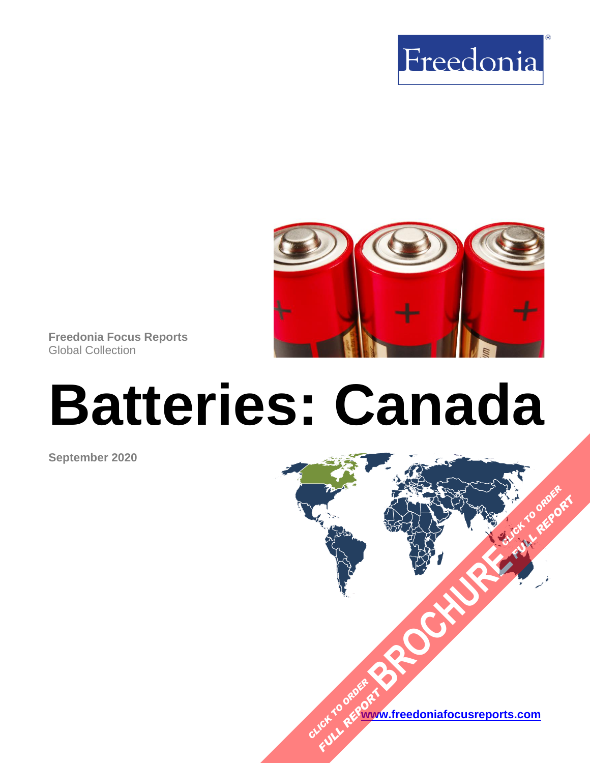Freedonia

Freedonia Focus Reports
Global Collection

# Batteries: Canada

September 2020

CLICK TO ORDER FULL REPORT BROCHURE

[www.freedoniafocusreports.com](http://www.freedoniafocusreports.com)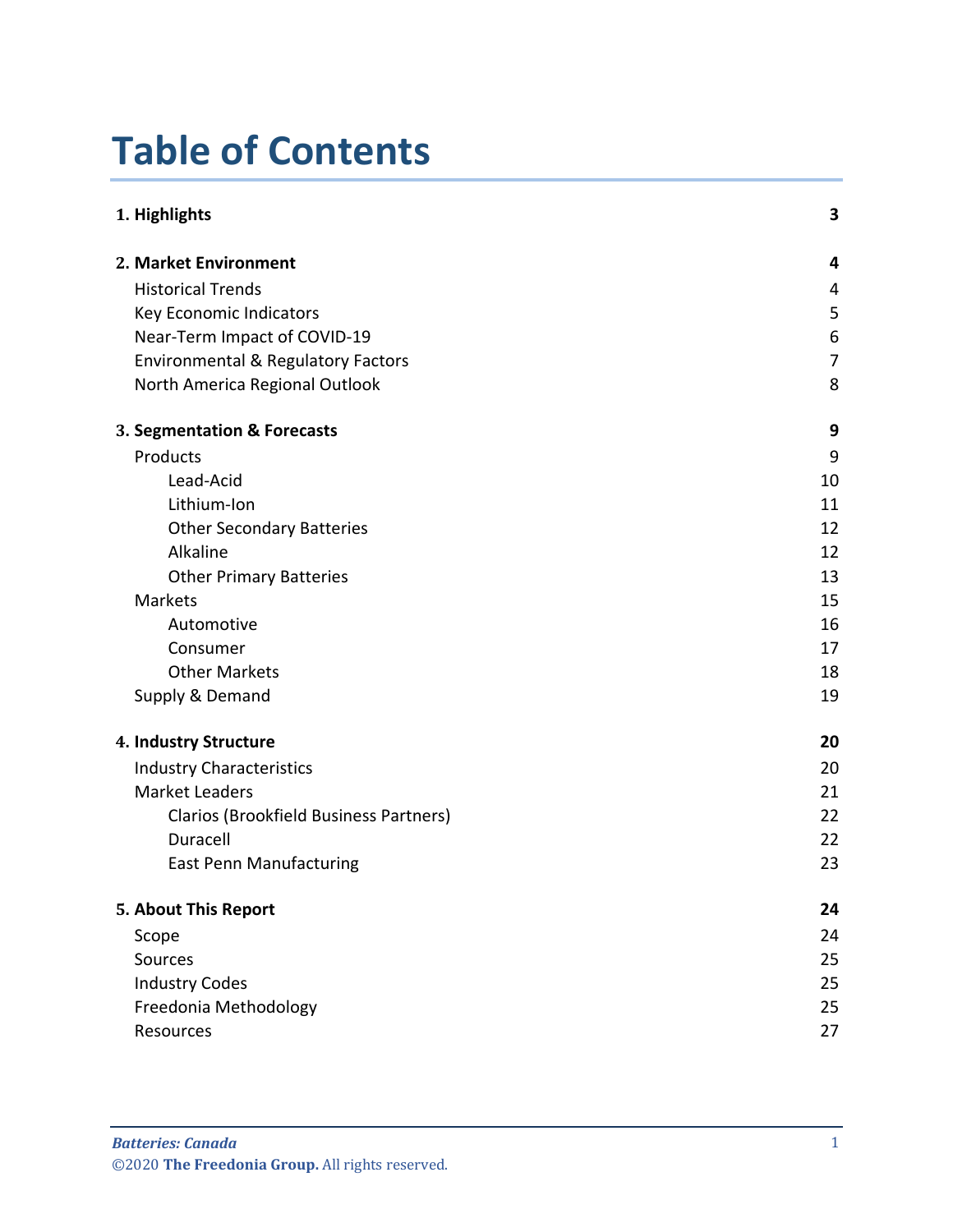# Table of Contents

| | |
|---|---|
| **1. Highlights** | **3** |
| **2. Market Environment** | **4** |
| Historical Trends | 4 |
| Key Economic Indicators | 5 |
| Near-Term Impact of COVID-19 | 6 |
| Environmental & Regulatory Factors | 7 |
| North America Regional Outlook | 8 |
| **3. Segmentation & Forecasts** | **9** |
| Products | 9 |
| Lead-Acid | 10 |
| Lithium-Ion | 11 |
| Other Secondary Batteries | 12 |
| Alkaline | 12 |
| Other Primary Batteries | 13 |
| Markets | 15 |
| Automotive | 16 |
| Consumer | 17 |
| Other Markets | 18 |
| Supply & Demand | 19 |
| **4. Industry Structure** | **20** |
| Industry Characteristics | 20 |
| Market Leaders | 21 |
| Clarios (Brookfield Business Partners) | 22 |
| Duracell | 22 |
| East Penn Manufacturing | 23 |
| **5. About This Report** | **24** |
| Scope | 24 |
| Sources | 25 |
| Industry Codes | 25 |
| Freedonia Methodology | 25 |
| Resources | 27 |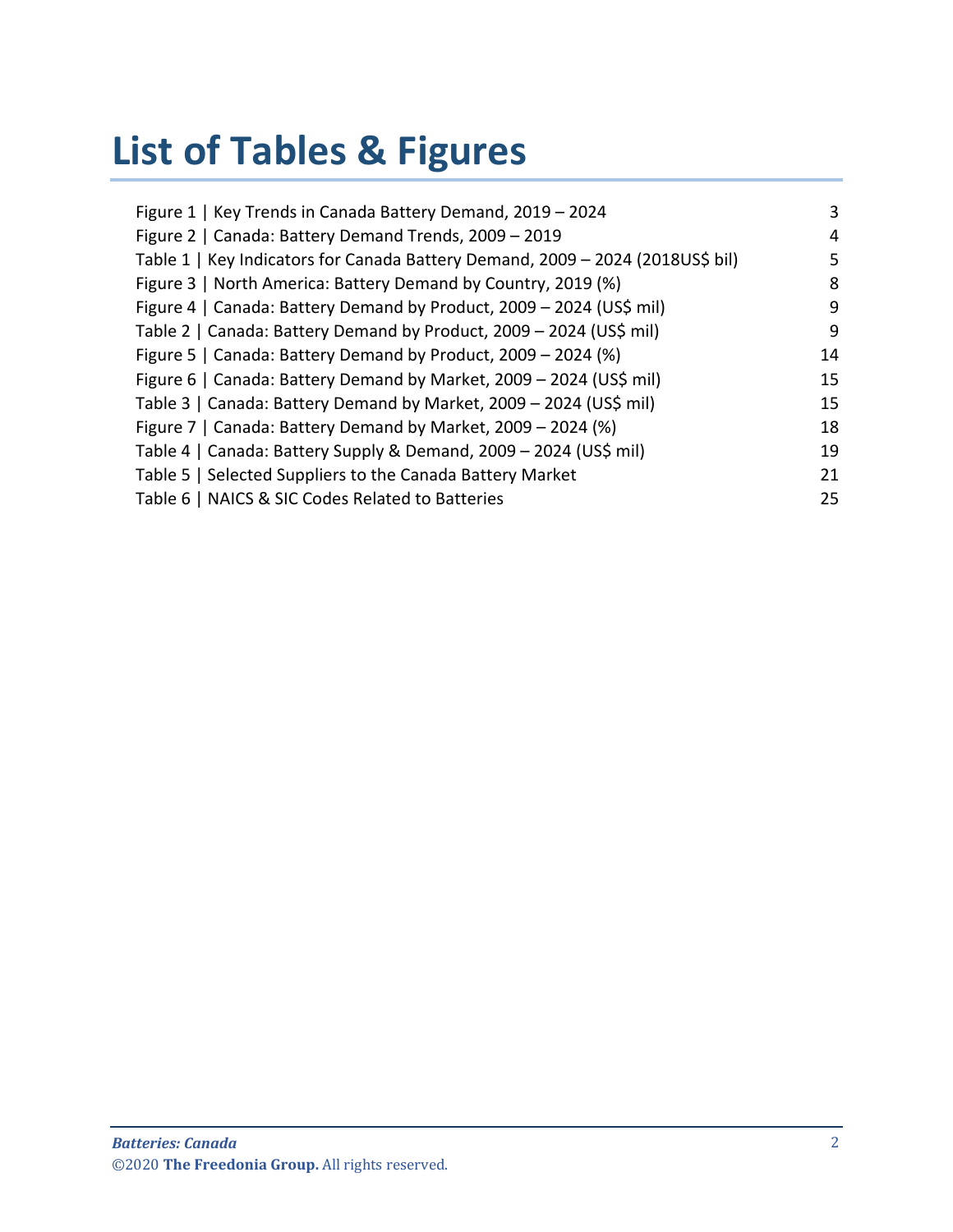# List of Tables & Figures

| | |
|---|---|
| Figure 1 \| Key Trends in Canada Battery Demand, 2019 – 2024 | 3 |
| Figure 2 \| Canada: Battery Demand Trends, 2009 – 2019 | 4 |
| Table 1 \| Key Indicators for Canada Battery Demand, 2009 – 2024 (2018US$ bil) | 5 |
| Figure 3 \| North America: Battery Demand by Country, 2019 (%) | 8 |
| Figure 4 \| Canada: Battery Demand by Product, 2009 – 2024 (US$ mil) | 9 |
| Table 2 \| Canada: Battery Demand by Product, 2009 – 2024 (US$ mil) | 9 |
| Figure 5 \| Canada: Battery Demand by Product, 2009 – 2024 (%) | 14 |
| Figure 6 \| Canada: Battery Demand by Market, 2009 – 2024 (US$ mil) | 15 |
| Table 3 \| Canada: Battery Demand by Market, 2009 – 2024 (US$ mil) | 15 |
| Figure 7 \| Canada: Battery Demand by Market, 2009 – 2024 (%) | 18 |
| Table 4 \| Canada: Battery Supply & Demand, 2009 – 2024 (US$ mil) | 19 |
| Table 5 \| Selected Suppliers to the Canada Battery Market | 21 |
| Table 6 \| NAICS & SIC Codes Related to Batteries | 25 |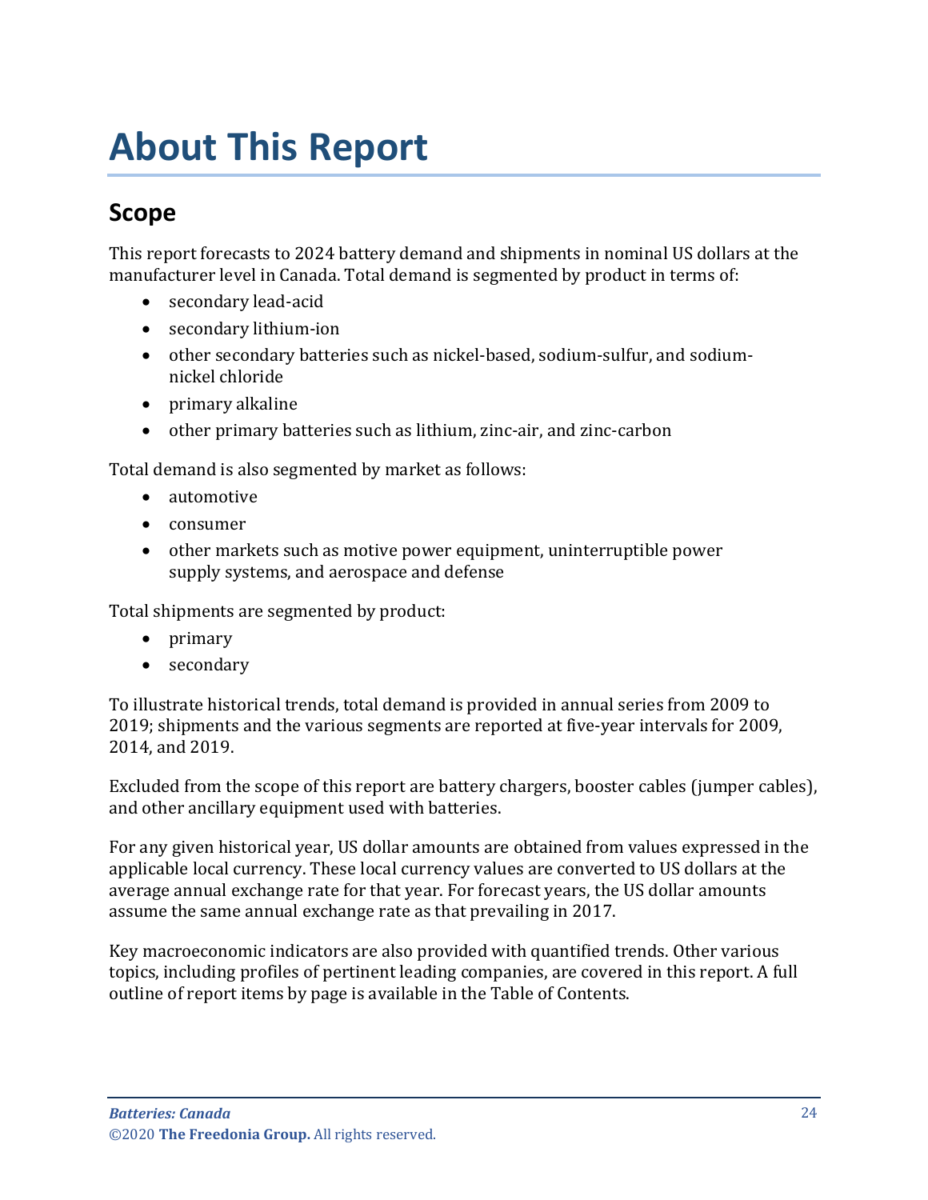# About This Report

## Scope

This report forecasts to 2024 battery demand and shipments in nominal US dollars at the manufacturer level in Canada. Total demand is segmented by product in terms of:

- secondary lead-acid
- secondary lithium-ion
- other secondary batteries such as nickel-based, sodium-sulfur, and sodium-nickel chloride
- primary alkaline
- other primary batteries such as lithium, zinc-air, and zinc-carbon

Total demand is also segmented by market as follows:

- automotive
- consumer
- other markets such as motive power equipment, uninterruptible power supply systems, and aerospace and defense

Total shipments are segmented by product:

- primary
- secondary

To illustrate historical trends, total demand is provided in annual series from 2009 to 2019; shipments and the various segments are reported at five-year intervals for 2009, 2014, and 2019.

Excluded from the scope of this report are battery chargers, booster cables (jumper cables), and other ancillary equipment used with batteries.

For any given historical year, US dollar amounts are obtained from values expressed in the applicable local currency. These local currency values are converted to US dollars at the average annual exchange rate for that year. For forecast years, the US dollar amounts assume the same annual exchange rate as that prevailing in 2017.

Key macroeconomic indicators are also provided with quantified trends. Other various topics, including profiles of pertinent leading companies, are covered in this report. A full outline of report items by page is available in the Table of Contents.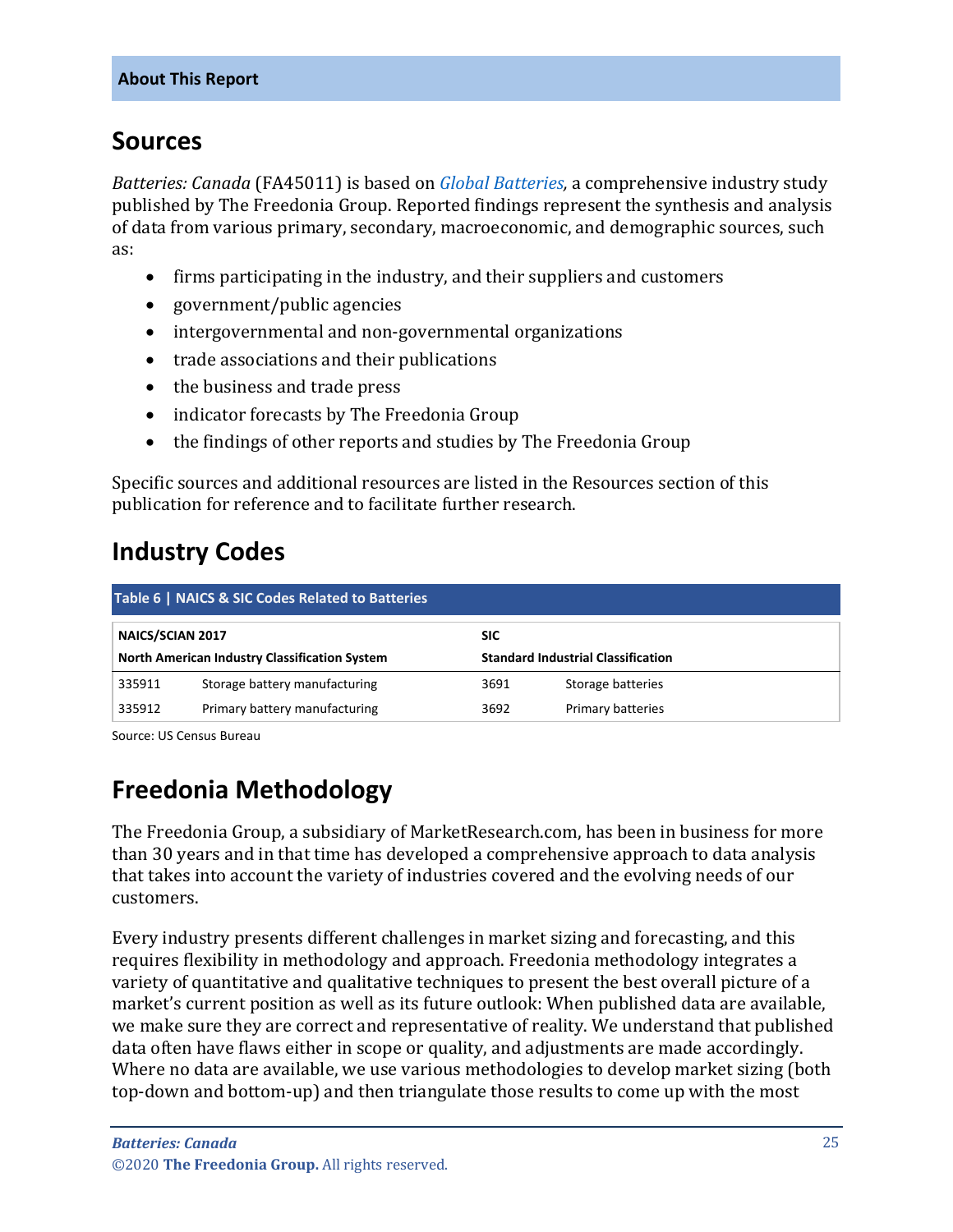## Sources

*Batteries: Canada* (FA45011) is based on *Global Batteries,* a comprehensive industry study published by The Freedonia Group. Reported findings represent the synthesis and analysis of data from various primary, secondary, macroeconomic, and demographic sources, such as:

- firms participating in the industry, and their suppliers and customers
- government/public agencies
- intergovernmental and non-governmental organizations
- trade associations and their publications
- the business and trade press
- indicator forecasts by The Freedonia Group
- the findings of other reports and studies by The Freedonia Group

Specific sources and additional resources are listed in the Resources section of this publication for reference and to facilitate further research.

## Industry Codes

**Table 6 | NAICS & SIC Codes Related to Batteries**

| NAICS/SCIAN 2017 North American Industry Classification System | | SIC Standard Industrial Classification | |
|---|---|---|---|
| 335911 | Storage battery manufacturing | 3691 | Storage batteries |
| 335912 | Primary battery manufacturing | 3692 | Primary batteries |

Source: US Census Bureau

## Freedonia Methodology

The Freedonia Group, a subsidiary of MarketResearch.com, has been in business for more than 30 years and in that time has developed a comprehensive approach to data analysis that takes into account the variety of industries covered and the evolving needs of our customers.

Every industry presents different challenges in market sizing and forecasting, and this requires flexibility in methodology and approach. Freedonia methodology integrates a variety of quantitative and qualitative techniques to present the best overall picture of a market's current position as well as its future outlook: When published data are available, we make sure they are correct and representative of reality. We understand that published data often have flaws either in scope or quality, and adjustments are made accordingly. Where no data are available, we use various methodologies to develop market sizing (both top-down and bottom-up) and then triangulate those results to come up with the most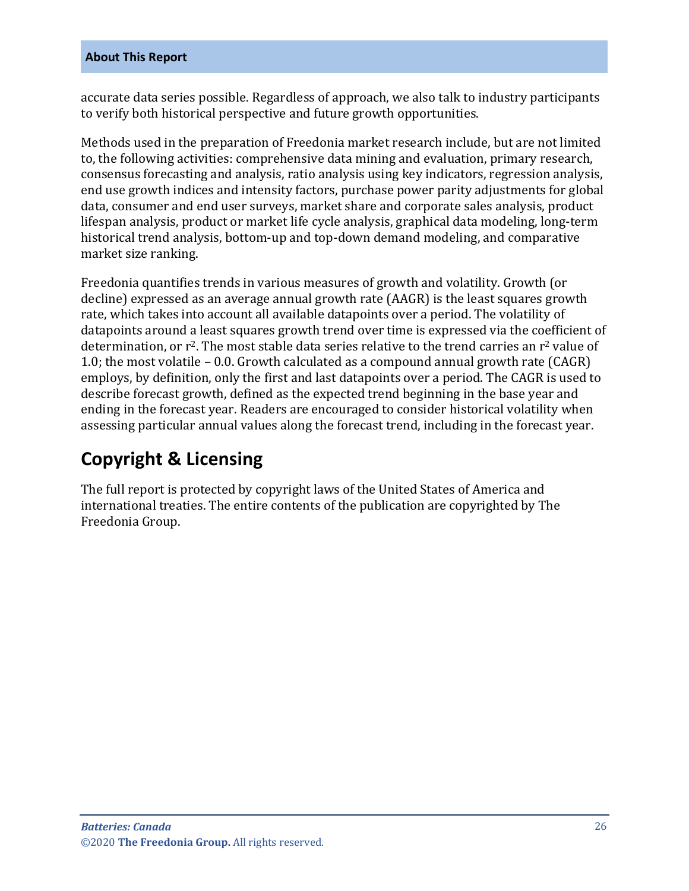accurate data series possible. Regardless of approach, we also talk to industry participants to verify both historical perspective and future growth opportunities.

Methods used in the preparation of Freedonia market research include, but are not limited to, the following activities: comprehensive data mining and evaluation, primary research, consensus forecasting and analysis, ratio analysis using key indicators, regression analysis, end use growth indices and intensity factors, purchase power parity adjustments for global data, consumer and end user surveys, market share and corporate sales analysis, product lifespan analysis, product or market life cycle analysis, graphical data modeling, long-term historical trend analysis, bottom-up and top-down demand modeling, and comparative market size ranking.

Freedonia quantifies trends in various measures of growth and volatility. Growth (or decline) expressed as an average annual growth rate (AAGR) is the least squares growth rate, which takes into account all available datapoints over a period. The volatility of datapoints around a least squares growth trend over time is expressed via the coefficient of determination, or $r^2$. The most stable data series relative to the trend carries an $r^2$ value of 1.0; the most volatile – 0.0. Growth calculated as a compound annual growth rate (CAGR) employs, by definition, only the first and last datapoints over a period. The CAGR is used to describe forecast growth, defined as the expected trend beginning in the base year and ending in the forecast year. Readers are encouraged to consider historical volatility when assessing particular annual values along the forecast trend, including in the forecast year.

## Copyright & Licensing

The full report is protected by copyright laws of the United States of America and international treaties. The entire contents of the publication are copyrighted by The Freedonia Group.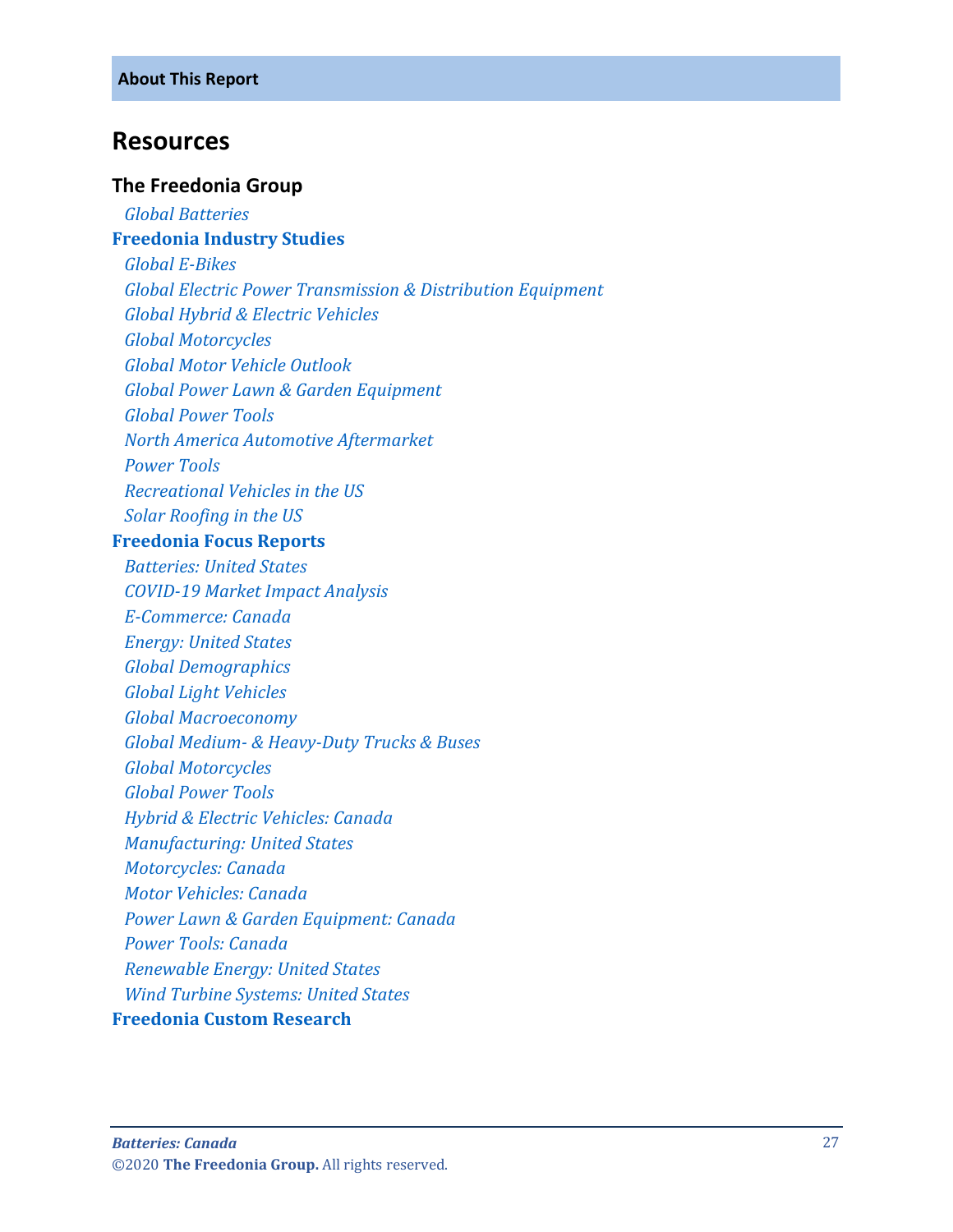## Resources

### The Freedonia Group

*Global Batteries*

**Freedonia Industry Studies**

*Global E-Bikes*
*Global Electric Power Transmission & Distribution Equipment*
*Global Hybrid & Electric Vehicles*
*Global Motorcycles*
*Global Motor Vehicle Outlook*
*Global Power Lawn & Garden Equipment*
*Global Power Tools*
*North America Automotive Aftermarket*
*Power Tools*
*Recreational Vehicles in the US*
*Solar Roofing in the US*

**Freedonia Focus Reports**

*Batteries: United States*
*COVID-19 Market Impact Analysis*
*E-Commerce: Canada*
*Energy: United States*
*Global Demographics*
*Global Light Vehicles*
*Global Macroeconomy*
*Global Medium- & Heavy-Duty Trucks & Buses*
*Global Motorcycles*
*Global Power Tools*
*Hybrid & Electric Vehicles: Canada*
*Manufacturing: United States*
*Motorcycles: Canada*
*Motor Vehicles: Canada*
*Power Lawn & Garden Equipment: Canada*
*Power Tools: Canada*
*Renewable Energy: United States*
*Wind Turbine Systems: United States*

**Freedonia Custom Research**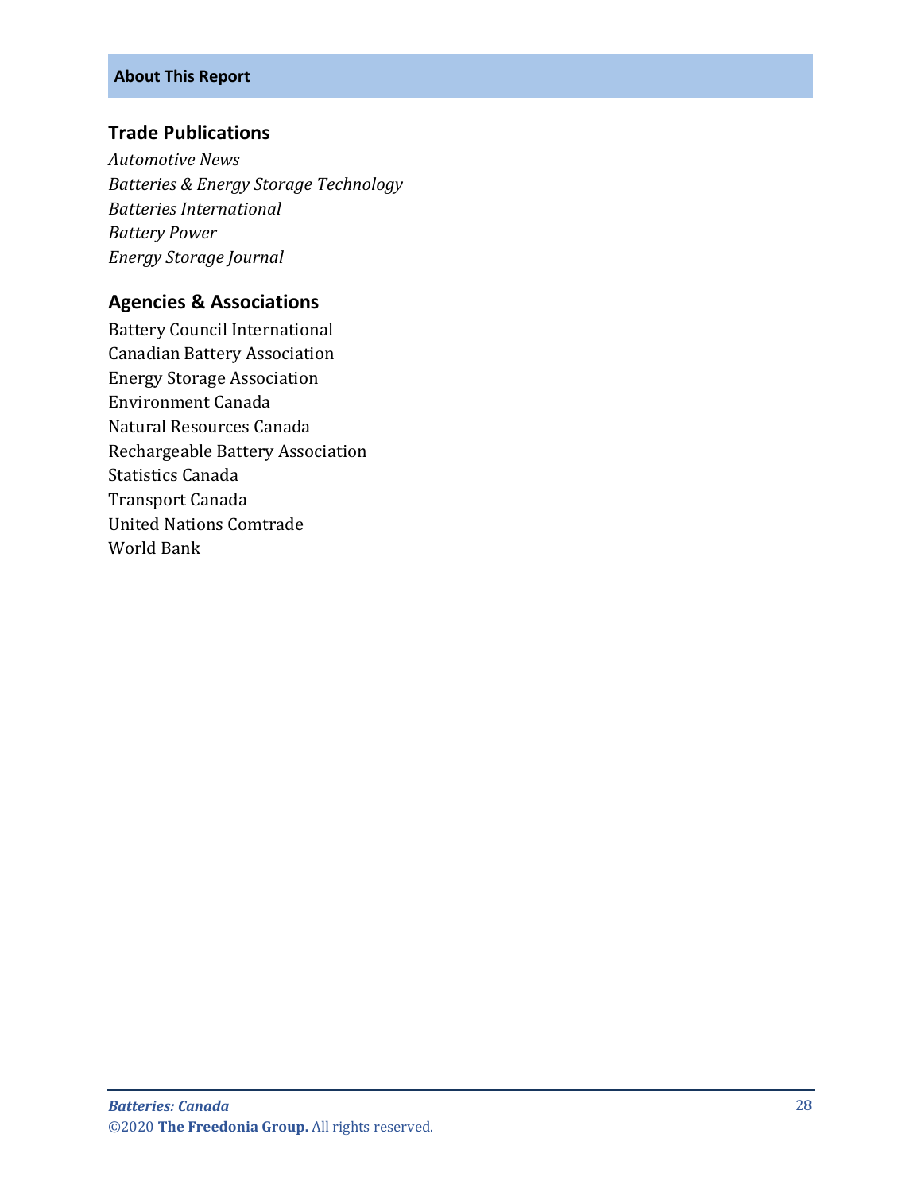## Trade Publications

*Automotive News*
*Batteries & Energy Storage Technology*
*Batteries International*
*Battery Power*
*Energy Storage Journal*

## Agencies & Associations

Battery Council International
Canadian Battery Association
Energy Storage Association
Environment Canada
Natural Resources Canada
Rechargeable Battery Association
Statistics Canada
Transport Canada
United Nations Comtrade
World Bank